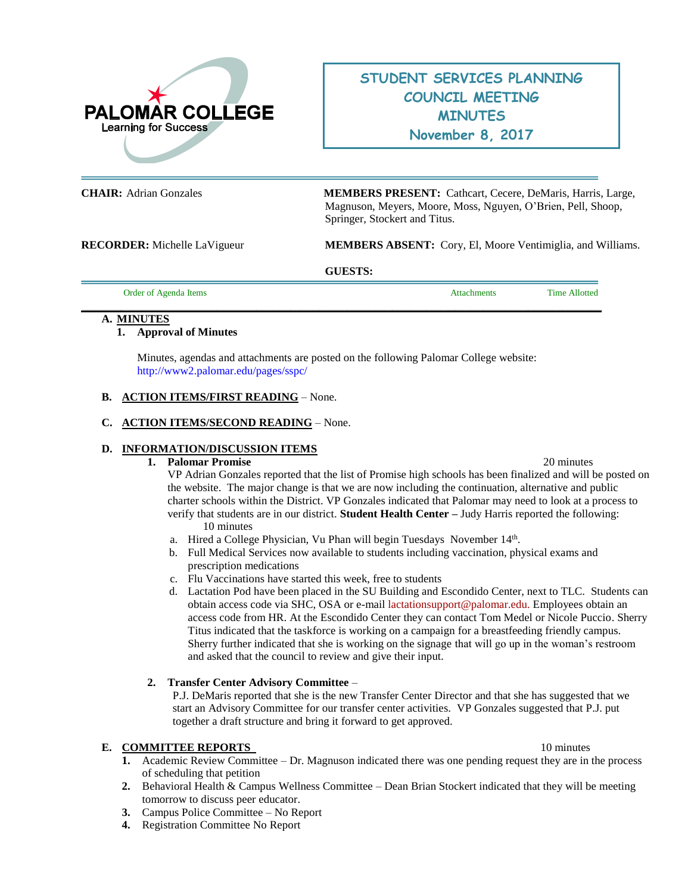PALOMAR COLLEGE
Learning for Success

# STUDENT SERVICES PLANNING COUNCIL MEETING MINUTES
## November 8, 2017

**CHAIR:** Adrian Gonzales

**MEMBERS PRESENT:** Cathcart, Cecere, DeMaris, Harris, Large, Magnuson, Meyers, Moore, Moss, Nguyen, O'Brien, Pell, Shoop, Springer, Stockert and Titus.

**RECORDER:** Michelle LaVigueur

**MEMBERS ABSENT:** Cory, El, Moore Ventimiglia, and Williams.

**GUESTS:**

| Order of Agenda Items | Attachments | Time Allotted |
|---|---|---|

**A. MINUTES**

1. **Approval of Minutes**

   Minutes, agendas and attachments are posted on the following Palomar College website: http://www2.palomar.edu/pages/sspc/

**B. ACTION ITEMS/FIRST READING** – None.

**C. ACTION ITEMS/SECOND READING** – None.

**D. INFORMATION/DISCUSSION ITEMS**

1. **Palomar Promise** — 20 minutes

   VP Adrian Gonzales reported that the list of Promise high schools has been finalized and will be posted on the website. The major change is that we are now including the continuation, alternative and public charter schools within the District. VP Gonzales indicated that Palomar may need to look at a process to verify that students are in our district. **Student Health Center –** Judy Harris reported the following: 10 minutes

   a. Hired a College Physician, Vu Phan will begin Tuesdays November 14th.
   b. Full Medical Services now available to students including vaccination, physical exams and prescription medications
   c. Flu Vaccinations have started this week, free to students
   d. Lactation Pod have been placed in the SU Building and Escondido Center, next to TLC. Students can obtain access code via SHC, OSA or e-mail lactationsupport@palomar.edu. Employees obtain an access code from HR. At the Escondido Center they can contact Tom Medel or Nicole Puccio. Sherry Titus indicated that the taskforce is working on a campaign for a breastfeeding friendly campus. Sherry further indicated that she is working on the signage that will go up in the woman's restroom and asked that the council to review and give their input.

2. **Transfer Center Advisory Committee** –

   P.J. DeMaris reported that she is the new Transfer Center Director and that she has suggested that we start an Advisory Committee for our transfer center activities. VP Gonzales suggested that P.J. put together a draft structure and bring it forward to get approved.

**E. COMMITTEE REPORTS** — 10 minutes

1. Academic Review Committee – Dr. Magnuson indicated there was one pending request they are in the process of scheduling that petition
2. Behavioral Health & Campus Wellness Committee – Dean Brian Stockert indicated that they will be meeting tomorrow to discuss peer educator.
3. Campus Police Committee – No Report
4. Registration Committee No Report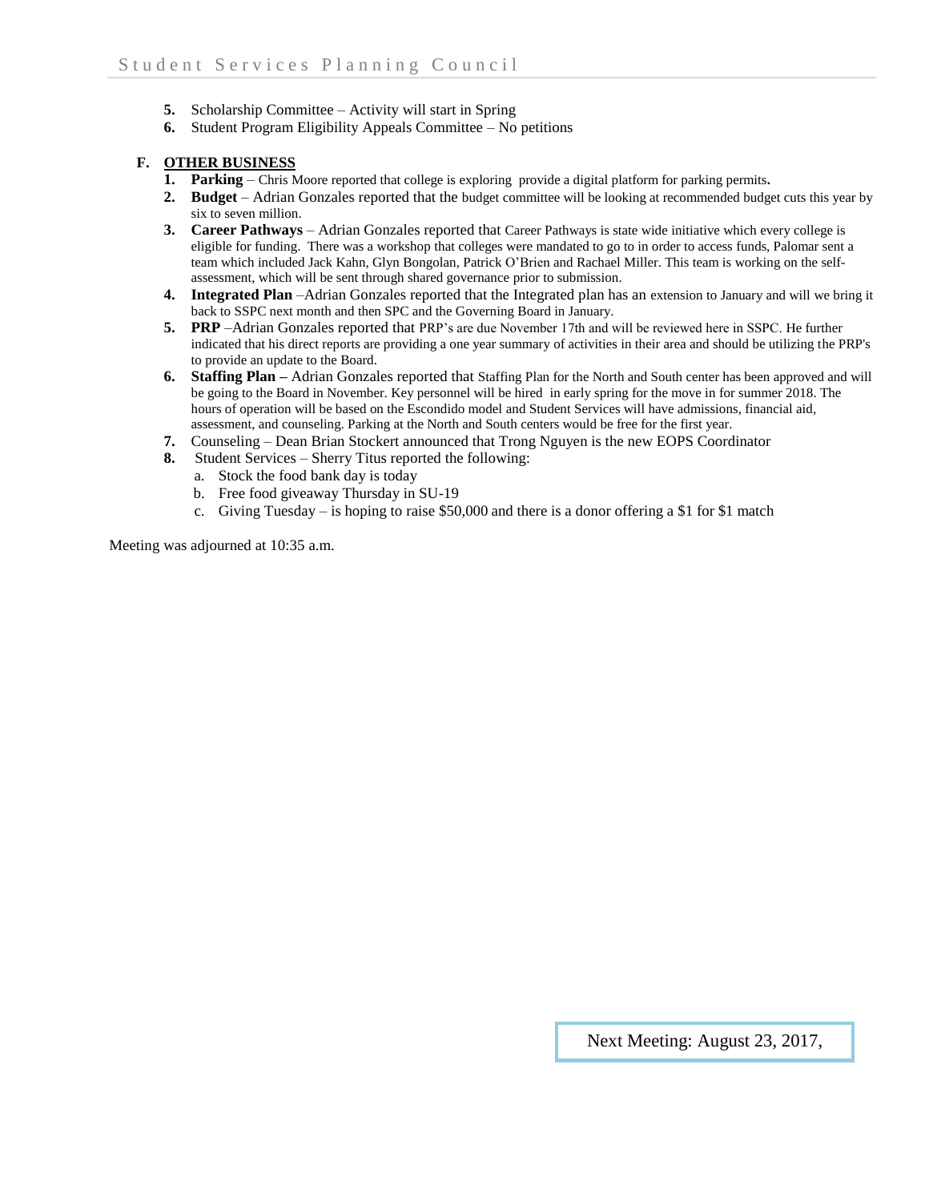5. Scholarship Committee – Activity will start in Spring
6. Student Program Eligibility Appeals Committee – No petitions

**F. <u>OTHER BUSINESS</u>**

1. **Parking** – Chris Moore reported that college is exploring provide a digital platform for parking permits**.**
2. **Budget** – Adrian Gonzales reported that the budget committee will be looking at recommended budget cuts this year by six to seven million.
3. **Career Pathways** – Adrian Gonzales reported that Career Pathways is state wide initiative which every college is eligible for funding. There was a workshop that colleges were mandated to go to in order to access funds, Palomar sent a team which included Jack Kahn, Glyn Bongolan, Patrick O'Brien and Rachael Miller. This team is working on the self-assessment, which will be sent through shared governance prior to submission.
4. **Integrated Plan** –Adrian Gonzales reported that the Integrated plan has an extension to January and will we bring it back to SSPC next month and then SPC and the Governing Board in January.
5. **PRP** –Adrian Gonzales reported that PRP's are due November 17th and will be reviewed here in SSPC. He further indicated that his direct reports are providing a one year summary of activities in their area and should be utilizing the PRP's to provide an update to the Board.
6. **Staffing Plan –** Adrian Gonzales reported that Staffing Plan for the North and South center has been approved and will be going to the Board in November. Key personnel will be hired in early spring for the move in for summer 2018. The hours of operation will be based on the Escondido model and Student Services will have admissions, financial aid, assessment, and counseling. Parking at the North and South centers would be free for the first year.
7. Counseling – Dean Brian Stockert announced that Trong Nguyen is the new EOPS Coordinator
8. Student Services – Sherry Titus reported the following:
   a. Stock the food bank day is today
   b. Free food giveaway Thursday in SU-19
   c. Giving Tuesday – is hoping to raise $50,000 and there is a donor offering a $1 for $1 match

Meeting was adjourned at 10:35 a.m.

Next Meeting: August 23, 2017,